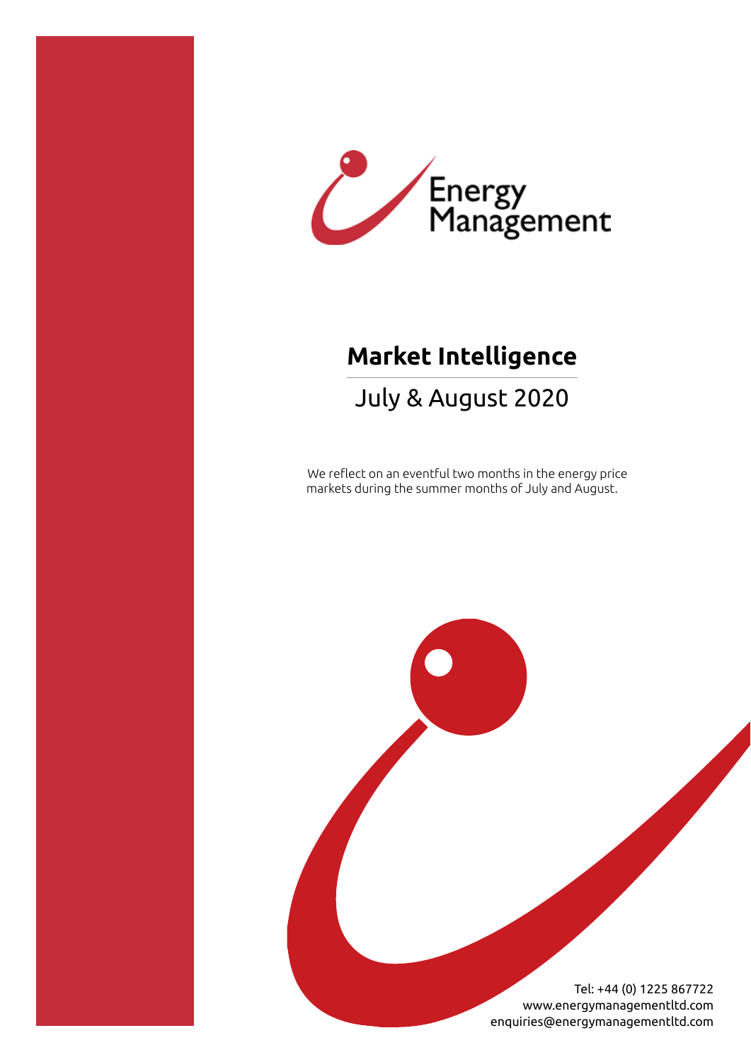Energy Management

# Market Intelligence

## July & August 2020

We reflect on an eventful two months in the energy price markets during the summer months of July and August.

Tel: +44 (0) 1225 867722
www.energymanagementltd.com
enquiries@energymanagementltd.com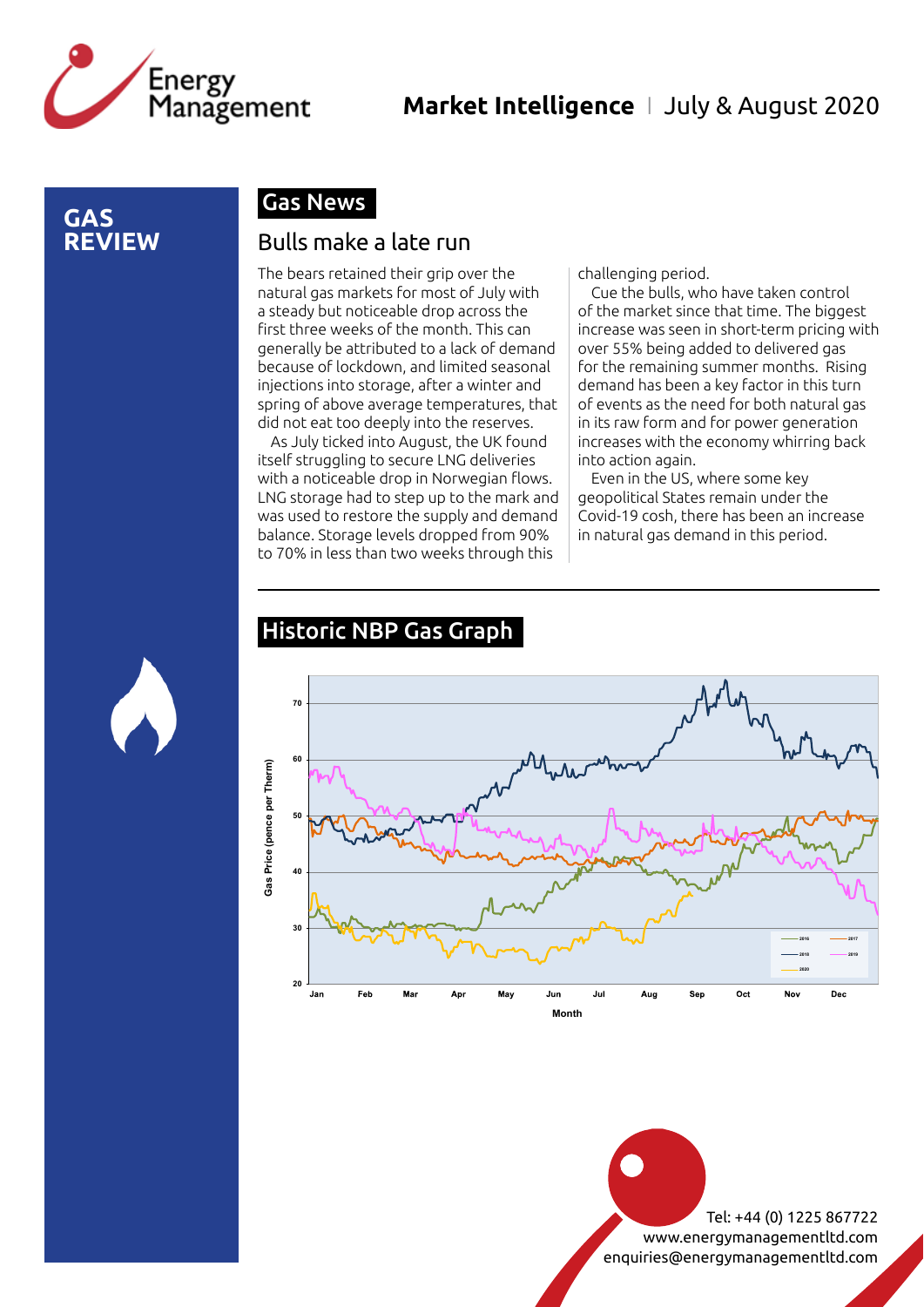# GAS REVIEW

## Gas News

### Bulls make a late run

The bears retained their grip over the natural gas markets for most of July with a steady but noticeable drop across the first three weeks of the month. This can generally be attributed to a lack of demand because of lockdown, and limited seasonal injections into storage, after a winter and spring of above average temperatures, that did not eat too deeply into the reserves.

As July ticked into August, the UK found itself struggling to secure LNG deliveries with a noticeable drop in Norwegian flows. LNG storage had to step up to the mark and was used to restore the supply and demand balance. Storage levels dropped from 90% to 70% in less than two weeks through this challenging period.

Cue the bulls, who have taken control of the market since that time. The biggest increase was seen in short-term pricing with over 55% being added to delivered gas for the remaining summer months. Rising demand has been a key factor in this turn of events as the need for both natural gas in its raw form and for power generation increases with the economy whirring back into action again.

Even in the US, where some key geopolitical States remain under the Covid-19 cosh, there has been an increase in natural gas demand in this period.

## Historic NBP Gas Graph

Gas Price (pence per Therm)

Month

Tel: +44 (0) 1225 867722
www.energymanagementltd.com
enquiries@energymanagementltd.com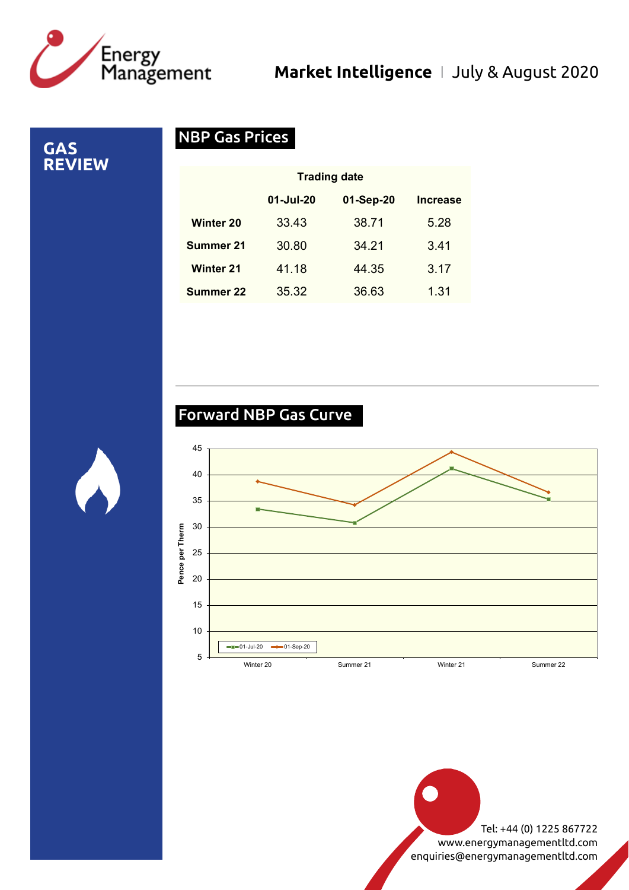# GAS REVIEW

## NBP Gas Prices

| | Trading date | | |
|---|---|---|---|
| | 01-Jul-20 | 01-Sep-20 | Increase |
| Winter 20 | 33.43 | 38.71 | 5.28 |
| Summer 21 | 30.80 | 34.21 | 3.41 |
| Winter 21 | 41.18 | 44.35 | 3.17 |
| Summer 22 | 35.32 | 36.63 | 1.31 |

## Forward NBP Gas Curve

Pence per Therm

01-Jul-20 / 01-Sep-20

Winter 20 | Summer 21 | Winter 21 | Summer 22

Tel: +44 (0) 1225 867722
www.energymanagementltd.com
enquiries@energymanagementltd.com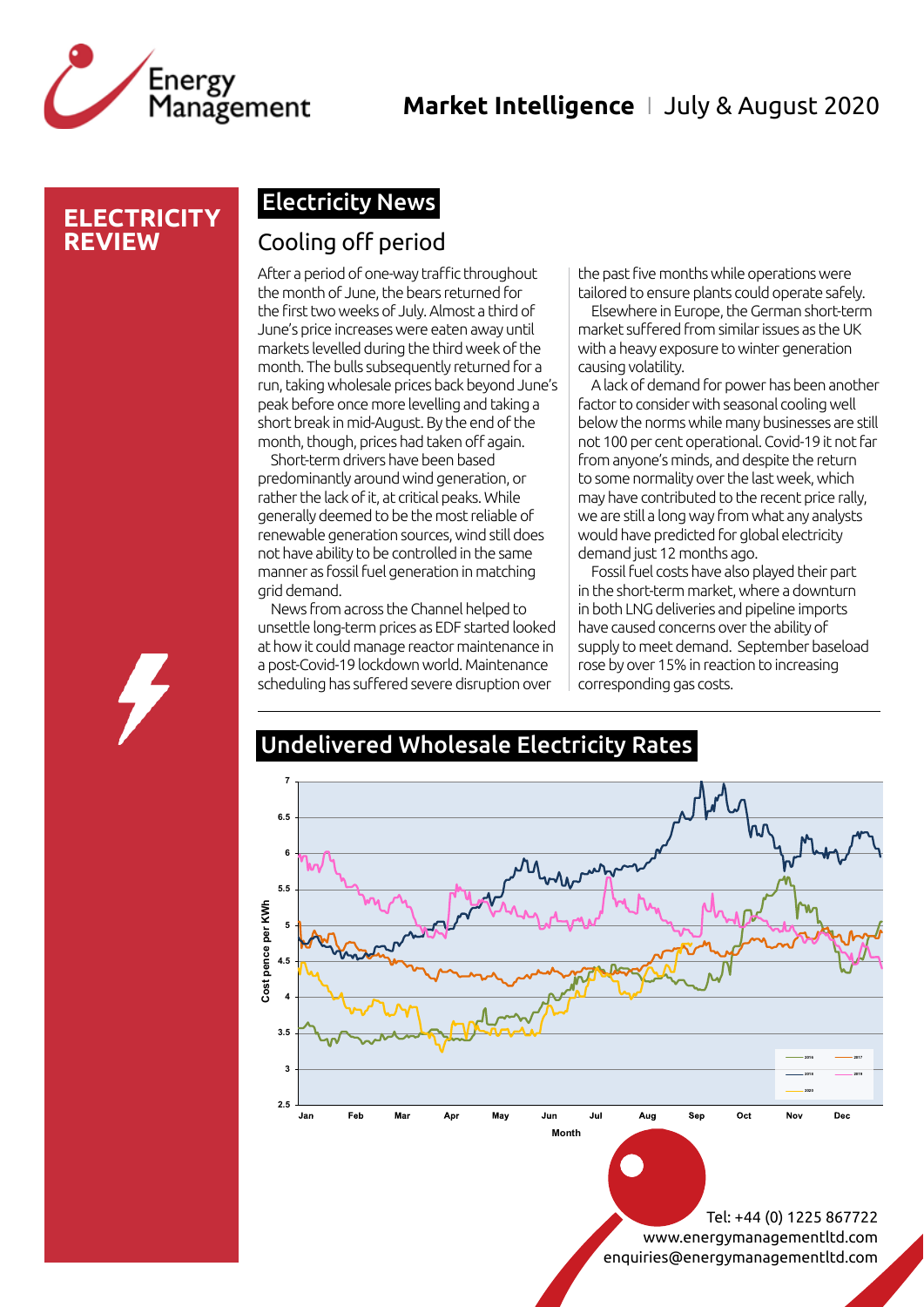# ELECTRICITY REVIEW

## Electricity News

### Cooling off period

After a period of one-way traffic throughout the month of June, the bears returned for the first two weeks of July. Almost a third of June's price increases were eaten away until markets levelled during the third week of the month. The bulls subsequently returned for a run, taking wholesale prices back beyond June's peak before once more levelling and taking a short break in mid-August. By the end of the month, though, prices had taken off again.

Short-term drivers have been based predominantly around wind generation, or rather the lack of it, at critical peaks. While generally deemed to be the most reliable of renewable generation sources, wind still does not have ability to be controlled in the same manner as fossil fuel generation in matching grid demand.

News from across the Channel helped to unsettle long-term prices as EDF started looked at how it could manage reactor maintenance in a post-Covid-19 lockdown world. Maintenance scheduling has suffered severe disruption over the past five months while operations were tailored to ensure plants could operate safely.

Elsewhere in Europe, the German short-term market suffered from similar issues as the UK with a heavy exposure to winter generation causing volatility.

A lack of demand for power has been another factor to consider with seasonal cooling well below the norms while many businesses are still not 100 per cent operational. Covid-19 it not far from anyone's minds, and despite the return to some normality over the last week, which may have contributed to the recent price rally, we are still a long way from what any analysts would have predicted for global electricity demand just 12 months ago.

Fossil fuel costs have also played their part in the short-term market, where a downturn in both LNG deliveries and pipeline imports have caused concerns over the ability of supply to meet demand. September baseload rose by over 15% in reaction to increasing corresponding gas costs.

## Undelivered Wholesale Electricity Rates

Cost pence per KWh (y-axis, 2.5–7) by Month (x-axis, Jan–Dec); series: 2016, 2017, 2018, 2019, 2020

Tel: +44 (0) 1225 867722
www.energymanagementltd.com
enquiries@energymanagementltd.com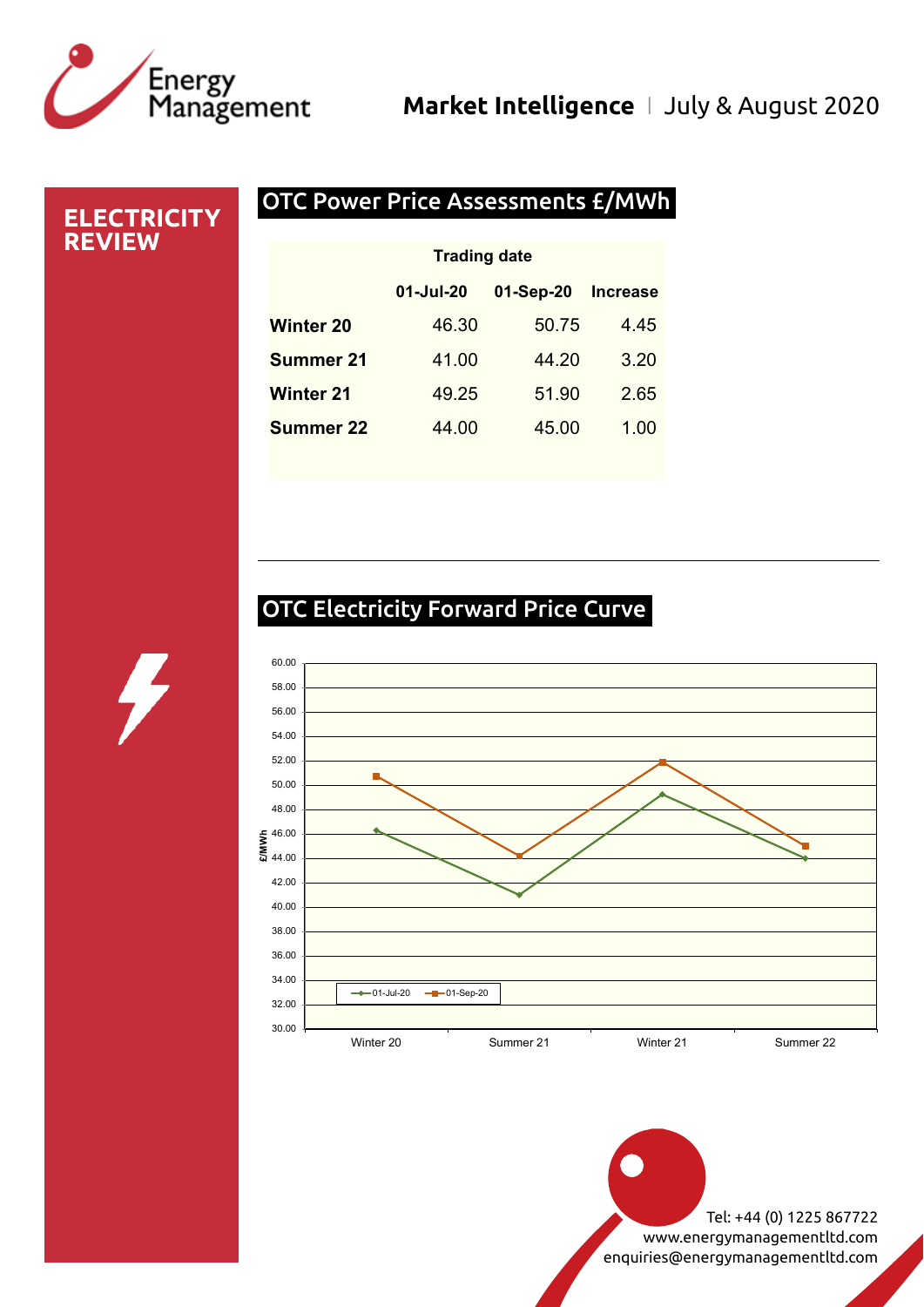# ELECTRICITY REVIEW

## OTC Power Price Assessments £/MWh

| | Trading date | | |
|---|---|---|---|
| | 01-Jul-20 | 01-Sep-20 | Increase |
| **Winter 20** | 46.30 | 50.75 | 4.45 |
| **Summer 21** | 41.00 | 44.20 | 3.20 |
| **Winter 21** | 49.25 | 51.90 | 2.65 |
| **Summer 22** | 44.00 | 45.00 | 1.00 |

## OTC Electricity Forward Price Curve

Tel: +44 (0) 1225 867722
www.energymanagementltd.com
enquiries@energymanagementltd.com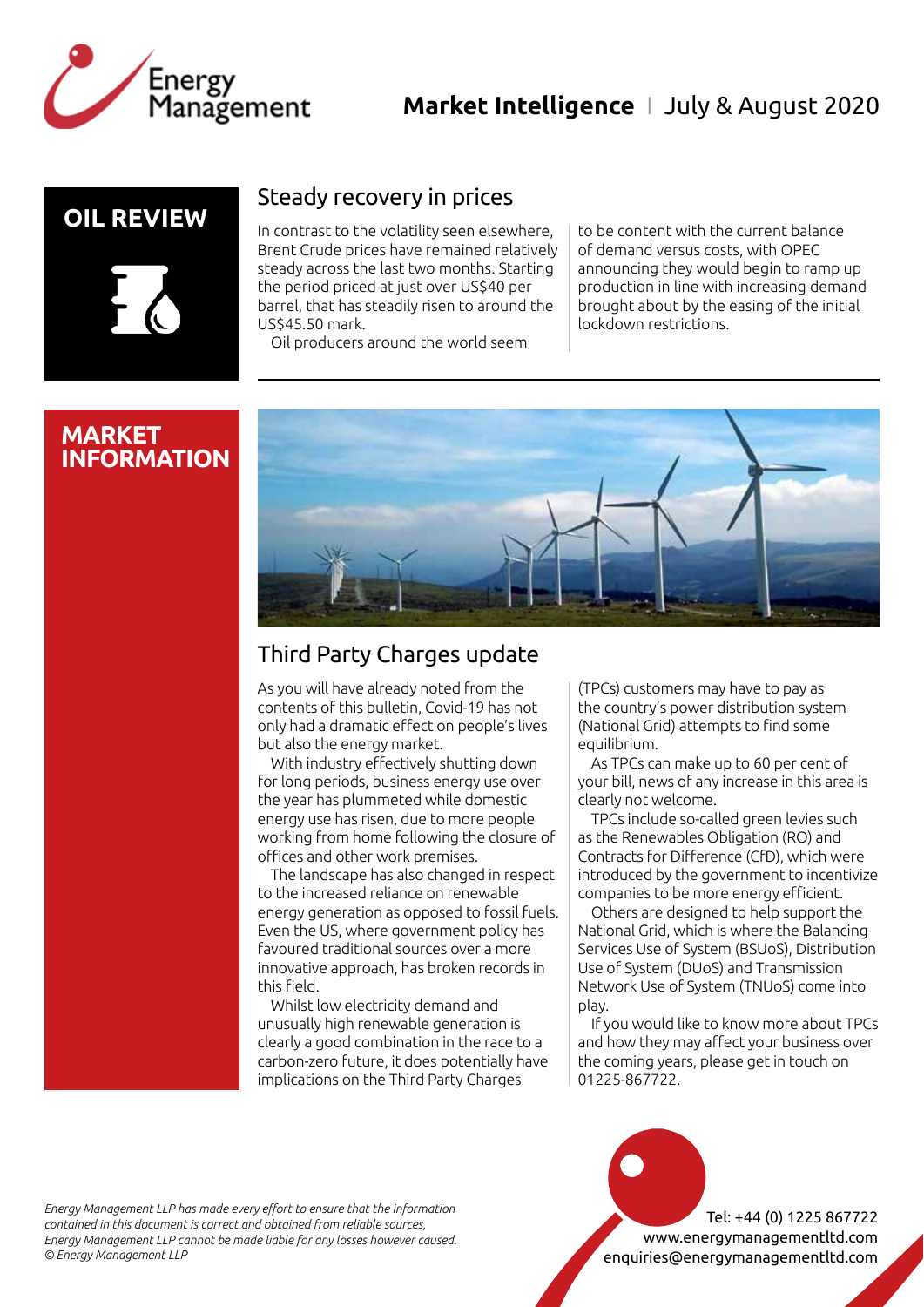# OIL REVIEW

## Steady recovery in prices

In contrast to the volatility seen elsewhere, Brent Crude prices have remained relatively steady across the last two months. Starting the period priced at just over US$40 per barrel, that has steadily risen to around the US$45.50 mark.

Oil producers around the world seem to be content with the current balance of demand versus costs, with OPEC announcing they would begin to ramp up production in line with increasing demand brought about by the easing of the initial lockdown restrictions.

# MARKET INFORMATION

## Third Party Charges update

As you will have already noted from the contents of this bulletin, Covid-19 has not only had a dramatic effect on people's lives but also the energy market.

With industry effectively shutting down for long periods, business energy use over the year has plummeted while domestic energy use has risen, due to more people working from home following the closure of offices and other work premises.

The landscape has also changed in respect to the increased reliance on renewable energy generation as opposed to fossil fuels. Even the US, where government policy has favoured traditional sources over a more innovative approach, has broken records in this field.

Whilst low electricity demand and unusually high renewable generation is clearly a good combination in the race to a carbon-zero future, it does potentially have implications on the Third Party Charges (TPCs) customers may have to pay as the country's power distribution system (National Grid) attempts to find some equilibrium.

As TPCs can make up to 60 per cent of your bill, news of any increase in this area is clearly not welcome.

TPCs include so-called green levies such as the Renewables Obligation (RO) and Contracts for Difference (CfD), which were introduced by the government to incentivize companies to be more energy efficient.

Others are designed to help support the National Grid, which is where the Balancing Services Use of System (BSUoS), Distribution Use of System (DUoS) and Transmission Network Use of System (TNUoS) come into play.

If you would like to know more about TPCs and how they may affect your business over the coming years, please get in touch on 01225-867722.

*Energy Management LLP has made every effort to ensure that the information contained in this document is correct and obtained from reliable sources, Energy Management LLP cannot be made liable for any losses however caused. © Energy Management LLP*

Tel: +44 (0) 1225 867722
www.energymanagementltd.com
enquiries@energymanagementltd.com